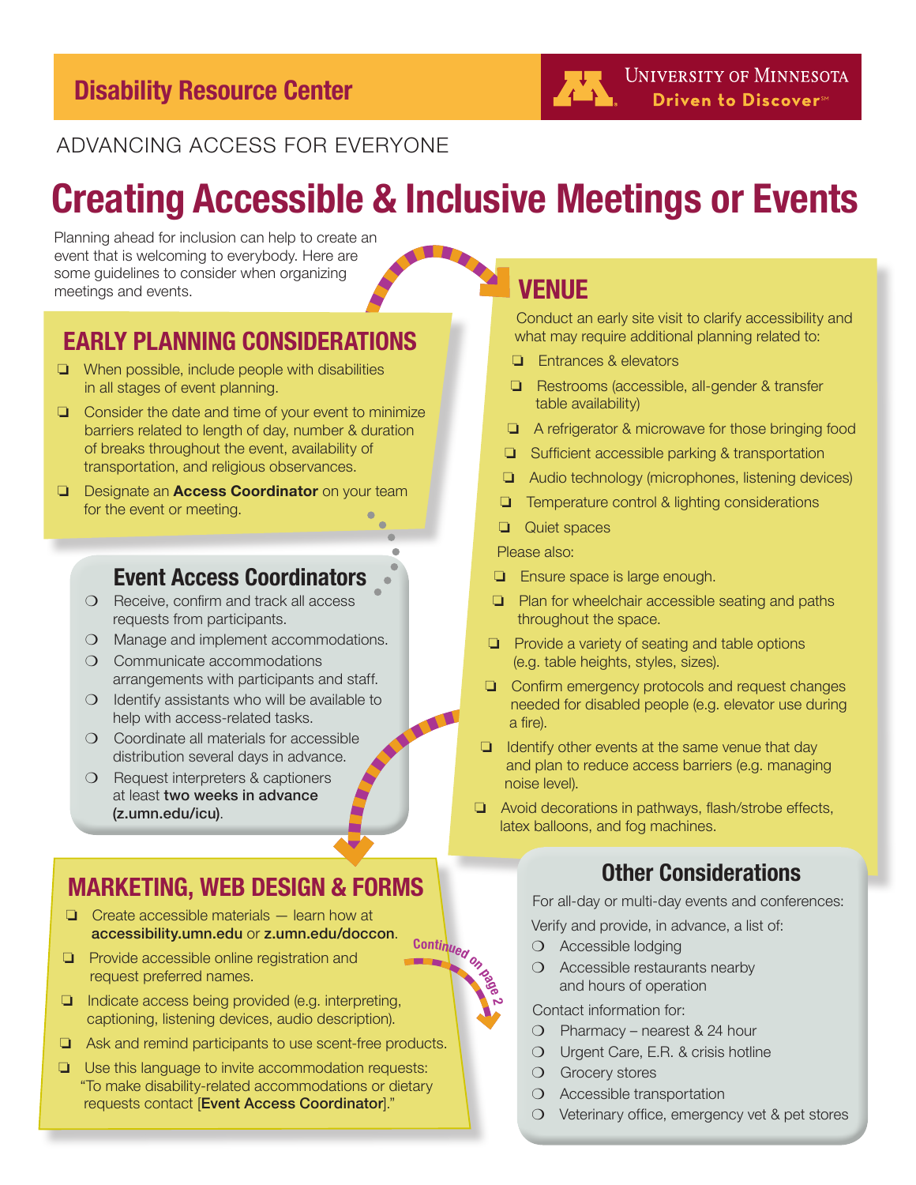Disability Resource Center

University of Minnesota — Driven to Discover℠

ADVANCING ACCESS FOR EVERYONE

# Creating Accessible & Inclusive Meetings or Events

Planning ahead for inclusion can help to create an event that is welcoming to everybody. Here are some guidelines to consider when organizing meetings and events.

## EARLY PLANNING CONSIDERATIONS

- ❑ When possible, include people with disabilities in all stages of event planning.
- ❑ Consider the date and time of your event to minimize barriers related to length of day, number & duration of breaks throughout the event, availability of transportation, and religious observances.
- ❑ Designate an **Access Coordinator** on your team for the event or meeting.

### Event Access Coordinators

- ❍ Receive, confirm and track all access requests from participants.
- ❍ Manage and implement accommodations.
- ❍ Communicate accommodations arrangements with participants and staff.
- ❍ Identify assistants who will be available to help with access-related tasks.
- ❍ Coordinate all materials for accessible distribution several days in advance.
- ❍ Request interpreters & captioners at least **two weeks in advance (z.umn.edu/icu)**.

## VENUE

Conduct an early site visit to clarify accessibility and what may require additional planning related to:

- ❑ Entrances & elevators
- ❑ Restrooms (accessible, all-gender & transfer table availability)
- ❑ A refrigerator & microwave for those bringing food
- ❑ Sufficient accessible parking & transportation
- ❑ Audio technology (microphones, listening devices)
- ❑ Temperature control & lighting considerations
- ❑ Quiet spaces

Please also:

- ❑ Ensure space is large enough.
- ❑ Plan for wheelchair accessible seating and paths throughout the space.
- ❑ Provide a variety of seating and table options (e.g. table heights, styles, sizes).
- ❑ Confirm emergency protocols and request changes needed for disabled people (e.g. elevator use during a fire).
- ❑ Identify other events at the same venue that day and plan to reduce access barriers (e.g. managing noise level).
- ❑ Avoid decorations in pathways, flash/strobe effects, latex balloons, and fog machines.

## MARKETING, WEB DESIGN & FORMS

- ❑ Create accessible materials — learn how at **accessibility.umn.edu** or **z.umn.edu/doccon**.
- ❑ Provide accessible online registration and request preferred names.
- ❑ Indicate access being provided (e.g. interpreting, captioning, listening devices, audio description).
- ❑ Ask and remind participants to use scent-free products.
- ❑ Use this language to invite accommodation requests: "To make disability-related accommodations or dietary requests contact [**Event Access Coordinator**]."

*Continued on page 2*

### Other Considerations

For all-day or multi-day events and conferences:

Verify and provide, in advance, a list of:

- ❍ Accessible lodging
- ❍ Accessible restaurants nearby and hours of operation

Contact information for:

- ❍ Pharmacy – nearest & 24 hour
- ❍ Urgent Care, E.R. & crisis hotline
- ❍ Grocery stores
- ❍ Accessible transportation
- ❍ Veterinary office, emergency vet & pet stores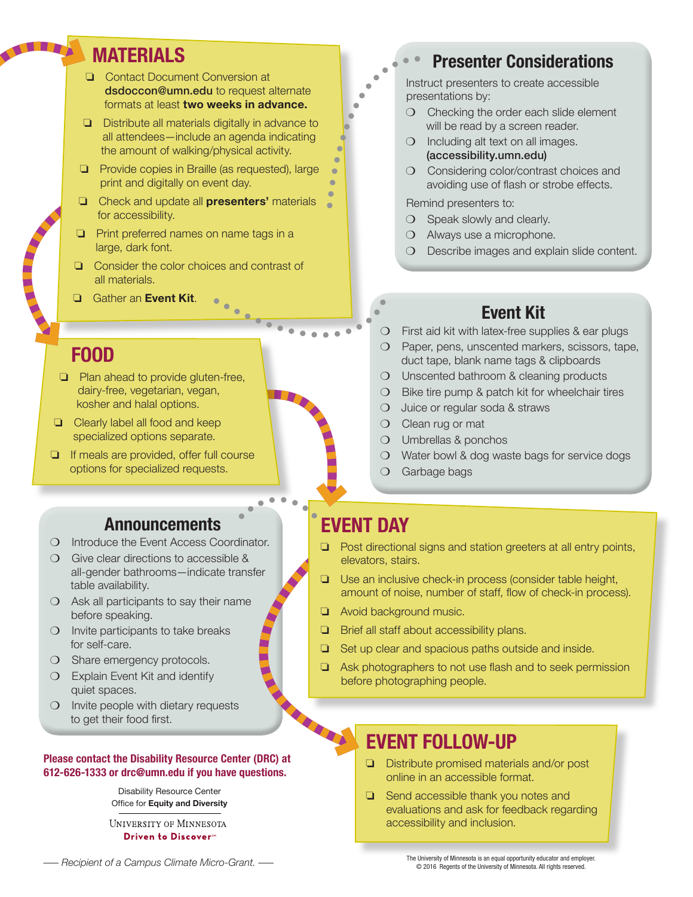## MATERIALS

- Contact Document Conversion at **dsdoccon@umn.edu** to request alternate formats at least **two weeks in advance.**
- Distribute all materials digitally in advance to all attendees—include an agenda indicating the amount of walking/physical activity.
- Provide copies in Braille (as requested), large print and digitally on event day.
- Check and update all **presenters'** materials for accessibility.
- Print preferred names on name tags in a large, dark font.
- Consider the color choices and contrast of all materials.
- Gather an **Event Kit**.

## Presenter Considerations

Instruct presenters to create accessible presentations by:

- Checking the order each slide element will be read by a screen reader.
- Including alt text on all images. **(accessibility.umn.edu)**
- Considering color/contrast choices and avoiding use of flash or strobe effects.

Remind presenters to:

- Speak slowly and clearly.
- Always use a microphone.
- Describe images and explain slide content.

## Event Kit

- First aid kit with latex-free supplies & ear plugs
- Paper, pens, unscented markers, scissors, tape, duct tape, blank name tags & clipboards
- Unscented bathroom & cleaning products
- Bike tire pump & patch kit for wheelchair tires
- Juice or regular soda & straws
- Clean rug or mat
- Umbrellas & ponchos
- Water bowl & dog waste bags for service dogs
- Garbage bags

## FOOD

- Plan ahead to provide gluten-free, dairy-free, vegetarian, vegan, kosher and halal options.
- Clearly label all food and keep specialized options separate.
- If meals are provided, offer full course options for specialized requests.

## EVENT DAY

- Post directional signs and station greeters at all entry points, elevators, stairs.
- Use an inclusive check-in process (consider table height, amount of noise, number of staff, flow of check-in process).
- Avoid background music.
- Brief all staff about accessibility plans.
- Set up clear and spacious paths outside and inside.
- Ask photographers to not use flash and to seek permission before photographing people.

## Announcements

- Introduce the Event Access Coordinator.
- Give clear directions to accessible & all-gender bathrooms—indicate transfer table availability.
- Ask all participants to say their name before speaking.
- Invite participants to take breaks for self-care.
- Share emergency protocols.
- Explain Event Kit and identify quiet spaces.
- Invite people with dietary requests to get their food first.

## EVENT FOLLOW-UP

- Distribute promised materials and/or post online in an accessible format.
- Send accessible thank you notes and evaluations and ask for feedback regarding accessibility and inclusion.

**Please contact the Disability Resource Center (DRC) at 612-626-1333 or drc@umn.edu if you have questions.**

Disability Resource Center
Office for **Equity and Diversity**

University of Minnesota
**Driven to Discover**℠

*— Recipient of a Campus Climate Micro-Grant. —*

The University of Minnesota is an equal opportunity educator and employer.
© 2016 Regents of the University of Minnesota. All rights reserved.